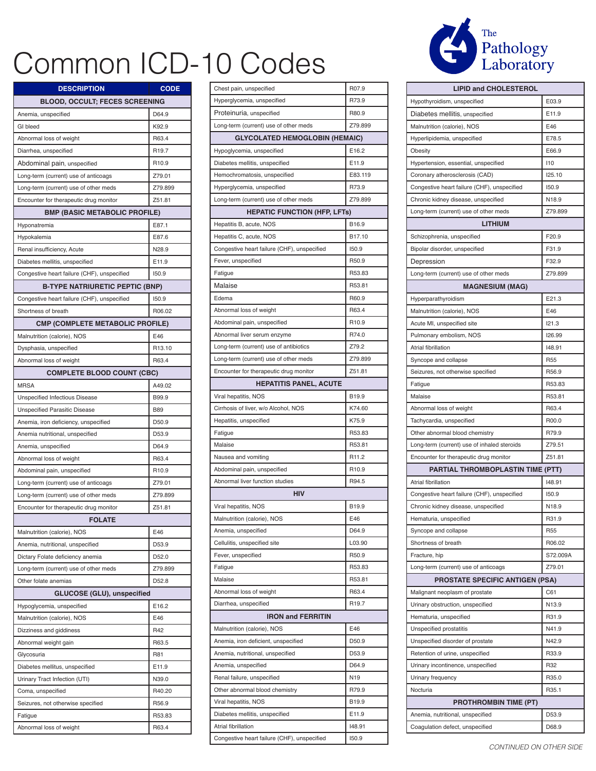# Common ICD-10 Codes

The Pathology Laboratory

| DESCRIPTION | CODE |
|---|---|
| **BLOOD, OCCULT; FECES SCREENING** | |
| Anemia, unspecified | D64.9 |
| GI bleed | K92.9 |
| Abnormal loss of weight | R63.4 |
| Diarrhea, unspecified | R19.7 |
| Abdominal pain, unspecified | R10.9 |
| Long-term (current) use of anticoags | Z79.01 |
| Long-term (current) use of other meds | Z79.899 |
| Encounter for therapeutic drug monitor | Z51.81 |
| **BMP (BASIC METABOLIC PROFILE)** | |
| Hyponatremia | E87.1 |
| Hypokalemia | E87.6 |
| Renal insufficiency, Acute | N28.9 |
| Diabetes mellitis, unspecified | E11.9 |
| Congestive heart failure (CHF), unspecified | I50.9 |
| **B-TYPE NATRIURETIC PEPTIC (BNP)** | |
| Congestive heart failure (CHF), unspecified | I50.9 |
| Shortness of breath | R06.02 |
| **CMP (COMPLETE METABOLIC PROFILE)** | |
| Malnutrition (calorie), NOS | E46 |
| Dysphasia, unspecified | R13.10 |
| Abnormal loss of weight | R63.4 |
| **COMPLETE BLOOD COUNT (CBC)** | |
| MRSA | A49.02 |
| Unspecified Infectious Disease | B99.9 |
| Unspecified Parasitic Disease | B89 |
| Anemia, iron deficiency, unspecified | D50.9 |
| Anemia nutritional, unspecified | D53.9 |
| Anemia, unspecified | D64.9 |
| Abnormal loss of weight | R63.4 |
| Abdominal pain, unspecified | R10.9 |
| Long-term (current) use of anticoags | Z79.01 |
| Long-term (current) use of other meds | Z79.899 |
| Encounter for therapeutic drug monitor | Z51.81 |
| **FOLATE** | |
| Malnutrition (calorie), NOS | E46 |
| Anemia, nutritional, unspecified | D53.9 |
| Dictary Folate deficiency anemia | D52.0 |
| Long-term (current) use of other meds | Z79.899 |
| Other folate anemias | D52.8 |
| **GLUCOSE (GLU), unspecified** | |
| Hypoglycemia, unspecified | E16.2 |
| Malnutrition (calorie), NOS | E46 |
| Dizziness and giddiness | R42 |
| Abnormal weight gain | R63.5 |
| Glycosuria | R81 |
| Diabetes mellitus, unspecified | E11.9 |
| Urinary Tract Infection (UTI) | N39.0 |
| Coma, unspecified | R40.20 |
| Seizures, not otherwise specified | R56.9 |
| Fatigue | R53.83 |
| Abnormal loss of weight | R63.4 |
| Chest pain, unspecified | R07.9 |
| Hyperglycemia, unspecified | R73.9 |
| Proteinuria, unspecified | R80.9 |
| Long-term (current) use of other meds | Z79.899 |
| **GLYCOLATED HEMOGLOBIN (HEMAIC)** | |
| Hypoglycemia, unspecified | E16.2 |
| Diabetes mellitis, unspecified | E11.9 |
| Hemochromatosis, unspecified | E83.119 |
| Hyperglycemia, unspecified | R73.9 |
| Long-term (current) use of other meds | Z79.899 |
| **HEPATIC FUNCTION (HFP, LFTs)** | |
| Hepatitis B, acute, NOS | B16.9 |
| Hepatitis C, acute, NOS | B17.10 |
| Congestive heart failure (CHF), unspecified | I50.9 |
| Fever, unspecified | R50.9 |
| Fatigue | R53.83 |
| Malaise | R53.81 |
| Edema | R60.9 |
| Abnormal loss of weight | R63.4 |
| Abdominal pain, unspecified | R10.9 |
| Abnormal liver serum enzyme | R74.0 |
| Long-term (current) use of antibiotics | Z79.2 |
| Long-term (current) use of other meds | Z79.899 |
| Encounter for therapeutic drug monitor | Z51.81 |
| **HEPATITIS PANEL, ACUTE** | |
| Viral hepatitis, NOS | B19.9 |
| Cirrhosis of liver, w/o Alcohol, NOS | K74.60 |
| Hepatitis, unspecified | K75.9 |
| Fatigue | R53.83 |
| Malaise | R53.81 |
| Nausea and vomiting | R11.2 |
| Abdominal pain, unspecified | R10.9 |
| Abnormal liver function studies | R94.5 |
| **HIV** | |
| Viral hepatitis, NOS | B19.9 |
| Malnutrition (calorie), NOS | E46 |
| Anemia, unspecified | D64.9 |
| Cellulitis, unspecified site | L03.90 |
| Fever, unspecified | R50.9 |
| Fatigue | R53.83 |
| Malaise | R53.81 |
| Abnormal loss of weight | R63.4 |
| Diarrhea, unspecified | R19.7 |
| **IRON and FERRITIN** | |
| Malnutrition (calorie), NOS | E46 |
| Anemia, iron deficient, unspecified | D50.9 |
| Anemia, nutritional, unspecified | D53.9 |
| Anemia, unspecified | D64.9 |
| Renal failure, unspecified | N19 |
| Other abnormal blood chemistry | R79.9 |
| Viral hepatitis, NOS | B19.9 |
| Diabetes mellitis, unspecified | E11.9 |
| Atrial fibrillation | I48.91 |
| Congestive heart failure (CHF), unspecified | I50.9 |
| **LIPID and CHOLESTEROL** | |
| Hypothyroidism, unspecified | E03.9 |
| Diabetes mellitis, unspecified | E11.9 |
| Malnutrition (calorie), NOS | E46 |
| Hyperlipidemia, unspecified | E78.5 |
| Obesity | E66.9 |
| Hypertension, essential, unspecified | I10 |
| Coronary atherosclerosis (CAD) | I25.10 |
| Congestive heart failure (CHF), unspecified | I50.9 |
| Chronic kidney disease, unspecified | N18.9 |
| Long-term (current) use of other meds | Z79.899 |
| **LITHIUM** | |
| Schizophrenia, unspecified | F20.9 |
| Bipolar disorder, unspecified | F31.9 |
| Depression | F32.9 |
| Long-term (current) use of other meds | Z79.899 |
| **MAGNESIUM (MAG)** | |
| Hyperparathyroidism | E21.3 |
| Malnutrition (calorie), NOS | E46 |
| Acute MI, unspecified site | I21.3 |
| Pulmonary embolism, NOS | I26.99 |
| Atrial fibrillation | I48.91 |
| Syncope and collapse | R55 |
| Seizures, not otherwise specified | R56.9 |
| Fatigue | R53.83 |
| Malaise | R53.81 |
| Abnormal loss of weight | R63.4 |
| Tachycardia, unspecified | R00.0 |
| Other abnormal blood chemistry | R79.9 |
| Long-term (current) use of inhaled steroids | Z79.51 |
| Encounter for therapeutic drug monitor | Z51.81 |
| **PARTIAL THROMBOPLASTIN TIME (PTT)** | |
| Atrial fibrillation | I48.91 |
| Congestive heart failure (CHF), unspecified | I50.9 |
| Chronic kidney disease, unspecified | N18.9 |
| Hematuria, unspecified | R31.9 |
| Syncope and collapse | R55 |
| Shortness of breath | R06.02 |
| Fracture, hip | S72.009A |
| Long-term (current) use of anticoags | Z79.01 |
| **PROSTATE SPECIFIC ANTIGEN (PSA)** | |
| Malignant neoplasm of prostate | C61 |
| Urinary obstruction, unspecified | N13.9 |
| Hematuria, unspecified | R31.9 |
| Unspecified prostatitis | N41.9 |
| Unspecified disorder of prostate | N42.9 |
| Retention of urine, unspecified | R33.9 |
| Urinary incontinence, unspecified | R32 |
| Urinary frequency | R35.0 |
| Nocturia | R35.1 |
| **PROTHROMBIN TIME (PT)** | |
| Anemia, nutritional, unspecified | D53.9 |
| Coagulation defect, unspecified | D68.9 |

*CONTINUED ON OTHER SIDE*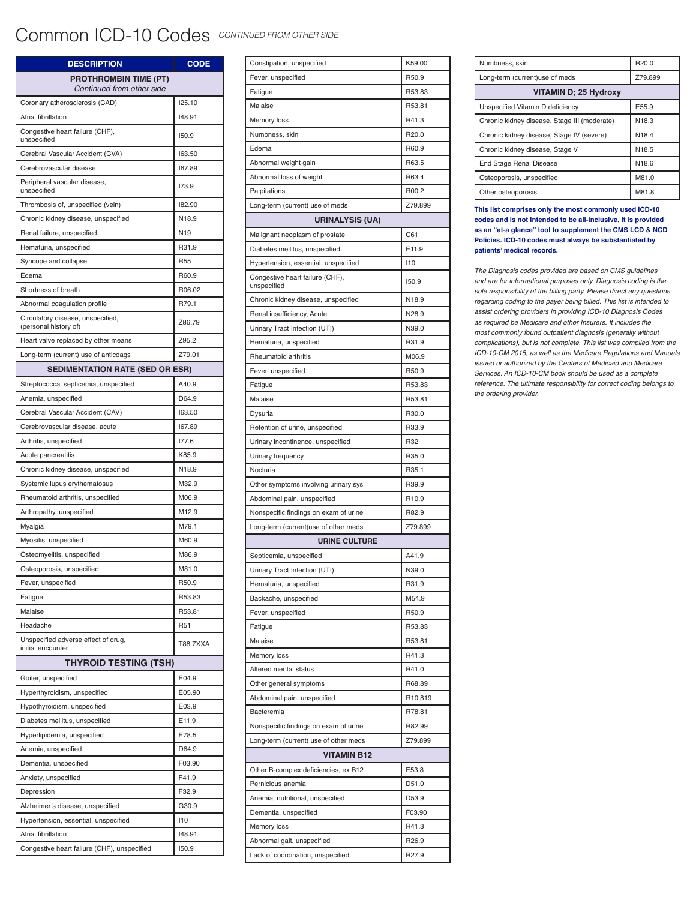# Common ICD-10 Codes *CONTINUED FROM OTHER SIDE*

| DESCRIPTION | CODE |
| --- | --- |
| **PROTHROMBIN TIME (PT)** *Continued from other side* | |
| Coronary atherosclerosis (CAD) | I25.10 |
| Atrial fibrillation | I48.91 |
| Congestive heart failure (CHF), unspecified | I50.9 |
| Cerebral Vascular Accident (CVA) | I63.50 |
| Cerebrovascular disease | I67.89 |
| Peripheral vascular disease, unspecified | I73.9 |
| Thrombosis of, unspecified (vein) | I82.90 |
| Chronic kidney disease, unspecified | N18.9 |
| Renal failure, unspecified | N19 |
| Hematuria, unspecified | R31.9 |
| Syncope and collapse | R55 |
| Edema | R60.9 |
| Shortness of breath | R06.02 |
| Abnormal coagulation profile | R79.1 |
| Circulatory disease, unspecified, (personal history of) | Z86.79 |
| Heart valve replaced by other means | Z95.2 |
| Long-term (current) use of anticoags | Z79.01 |
| **SEDIMENTATION RATE (SED OR ESR)** | |
| Streptococcal septicemia, unspecified | A40.9 |
| Anemia, unspecified | D64.9 |
| Cerebral Vascular Accident (CAV) | I63.50 |
| Cerebrovascular disease, acute | I67.89 |
| Arthritis, unspecified | I77.6 |
| Acute pancreatitis | K85.9 |
| Chronic kidney disease, unspecified | N18.9 |
| Systemic lupus erythematosus | M32.9 |
| Rheumatoid arthritis, unspecified | M06.9 |
| Arthropathy, unspecified | M12.9 |
| Myalgia | M79.1 |
| Myositis, unspecified | M60.9 |
| Osteomyelitis, unspecified | M86.9 |
| Osteoporosis, unspecified | M81.0 |
| Fever, unspecified | R50.9 |
| Fatigue | R53.83 |
| Malaise | R53.81 |
| Headache | R51 |
| Unspecified adverse effect of drug, initial encounter | T88.7XXA |
| **THYROID TESTING (TSH)** | |
| Goiter, unspecified | E04.9 |
| Hyperthyroidism, unspecified | E05.90 |
| Hypothyroidism, unspecified | E03.9 |
| Diabetes mellitus, unspecified | E11.9 |
| Hyperlipidemia, unspecified | E78.5 |
| Anemia, unspecified | D64.9 |
| Dementia, unspecified | F03.90 |
| Anxiety, unspecified | F41.9 |
| Depression | F32.9 |
| Alzheimer's disease, unspecified | G30.9 |
| Hypertension, essential, unspecified | I10 |
| Atrial fibrillation | I48.91 |
| Congestive heart failure (CHF), unspecified | I50.9 |
| Constipation, unspecified | K59.00 |
| Fever, unspecified | R50.9 |
| Fatigue | R53.83 |
| Malaise | R53.81 |
| Memory loss | R41.3 |
| Numbness, skin | R20.0 |
| Edema | R60.9 |
| Abnormal weight gain | R63.5 |
| Abnormal loss of weight | R63.4 |
| Palpitations | R00.2 |
| Long-term (current) use of meds | Z79.899 |
| **URINALYSIS (UA)** | |
| Malignant neoplasm of prostate | C61 |
| Diabetes mellitus, unspecified | E11.9 |
| Hypertension, essential, unspecified | I10 |
| Congestive heart failure (CHF), unspecified | I50.9 |
| Chronic kidney disease, unspecified | N18.9 |
| Renal insufficiency, Acute | N28.9 |
| Urinary Tract Infection (UTI) | N39.0 |
| Hematuria, unspecified | R31.9 |
| Rheumatoid arthritis | M06.9 |
| Fever, unspecified | R50.9 |
| Fatigue | R53.83 |
| Malaise | R53.81 |
| Dysuria | R30.0 |
| Retention of urine, unspecified | R33.9 |
| Urinary incontinence, unspecified | R32 |
| Urinary frequency | R35.0 |
| Nocturia | R35.1 |
| Other symptoms involving urinary sys | R39.9 |
| Abdominal pain, unspecified | R10.9 |
| Nonspecific findings on exam of urine | R82.9 |
| Long-term (current)use of other meds | Z79.899 |
| **URINE CULTURE** | |
| Septicemia, unspecified | A41.9 |
| Urinary Tract Infection (UTI) | N39.0 |
| Hematuria, unspecified | R31.9 |
| Backache, unspecified | M54.9 |
| Fever, unspecified | R50.9 |
| Fatigue | R53.83 |
| Malaise | R53.81 |
| Memory loss | R41.3 |
| Altered mental status | R41.0 |
| Other general symptoms | R68.89 |
| Abdominal pain, unspecified | R10.819 |
| Bacteremia | R78.81 |
| Nonspecific findings on exam of urine | R82.99 |
| Long-term (current) use of other meds | Z79.899 |
| **VITAMIN B12** | |
| Other B-complex deficiencies, ex B12 | E53.8 |
| Pernicious anemia | D51.0 |
| Anemia, nutritional, unspecified | D53.9 |
| Dementia, unspecified | F03.90 |
| Memory loss | R41.3 |
| Abnormal gait, unspecified | R26.9 |
| Lack of coordination, unspecified | R27.9 |
| Numbness, skin | R20.0 |
| Long-term (current)use of meds | Z79.899 |
| **VITAMIN D; 25 Hydroxy** | |
| Unspecified Vitamin D deficiency | E55.9 |
| Chronic kidney disease, Stage III (moderate) | N18.3 |
| Chronic kidney disease, Stage IV (severe) | N18.4 |
| Chronic kidney disease, Stage V | N18.5 |
| End Stage Renal Disease | N18.6 |
| Osteoporosis, unspecified | M81.0 |
| Other osteoporosis | M81.8 |

**This list comprises only the most commonly used ICD-10 codes and is not intended to be all-inclusive, It is provided as an "at-a glance" tool to supplement the CMS LCD & NCD Policies. ICD-10 codes must always be substantiated by patients' medical records.**

*The Diagnosis codes provided are based on CMS guidelines and are for informational purposes only. Diagnosis coding is the sole responsibility of the billing party. Please direct any questions regarding coding to the payer being billed. This list is intended to assist ordering providers in providing ICD-10 Diagnosis Codes as required be Medicare and other Insurers. It includes the most commonly found outpatient diagnosis (generally without complications), but is not complete, This list was complied from the ICD-10-CM 2015, as well as the Medicare Regulations and Manuals issued or authorized by the Centers of Medicaid and Medicare Services. An ICD-10-CM book should be used as a complete reference. The ultimate responsibility for correct coding belongs to the ordering provider.*